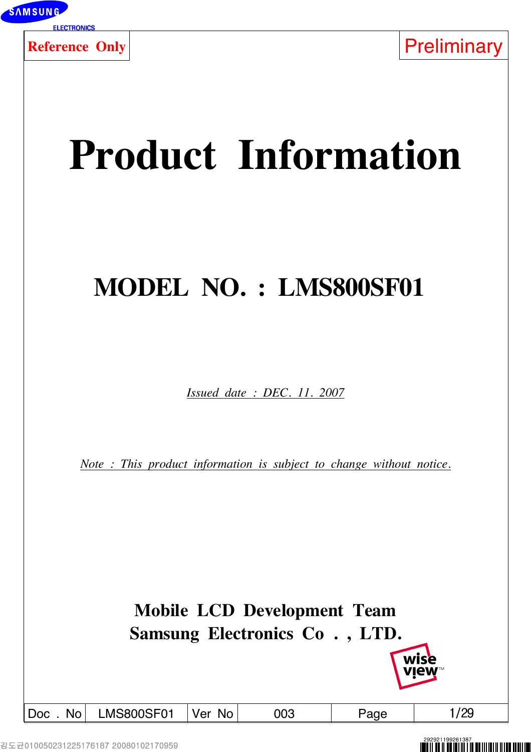**Reference Only**

**Preliminary**

# Product Information

## MODEL NO. : LMS800SF01

*Issued date : DEC. 11. 2007*

*Note : This product information is subject to change without notice.*

**Mobile LCD Development Team**
**Samsung Electronics Co . , LTD.**

| Doc . No | LMS800SF01 | Ver No | 003 | Page | 1/29 |
|---|---|---|---|---|---|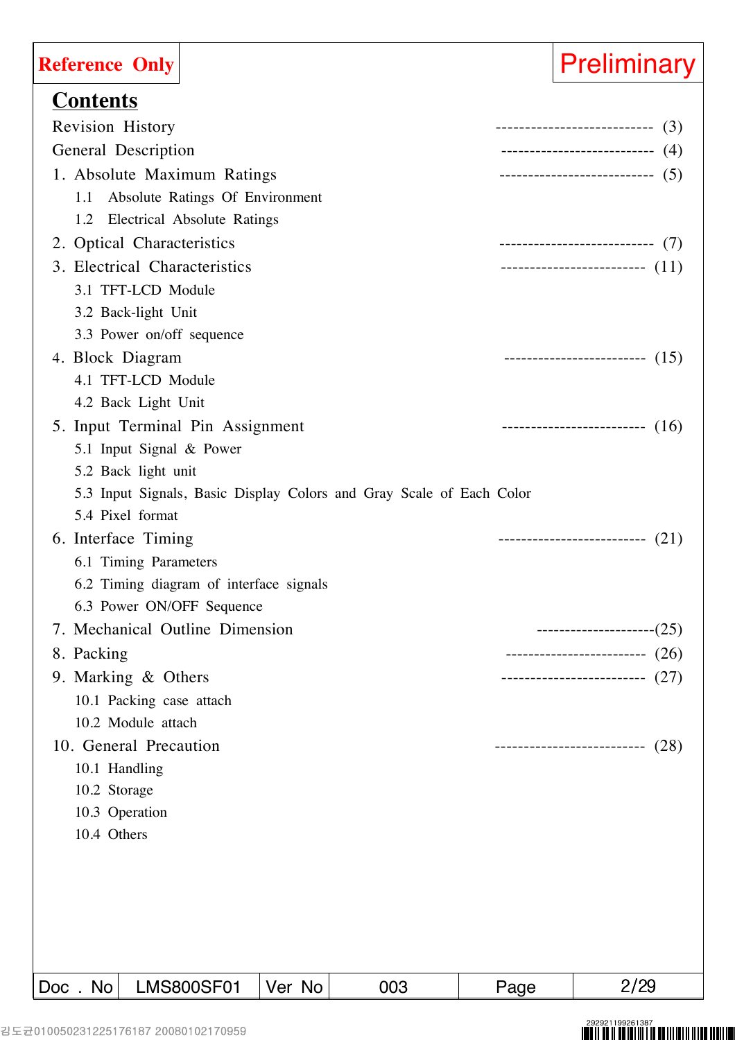**Reference Only** | **Preliminary**

# Contents

Revision History ---------------------------- (3)

General Description --------------------------- (4)

1. Absolute Maximum Ratings --------------------------- (5)
   - 1.1 Absolute Ratings Of Environment
   - 1.2 Electrical Absolute Ratings
2. Optical Characteristics --------------------------- (7)
3. Electrical Characteristics ------------------------- (11)
   - 3.1 TFT-LCD Module
   - 3.2 Back-light Unit
   - 3.3 Power on/off sequence
4. Block Diagram ------------------------- (15)
   - 4.1 TFT-LCD Module
   - 4.2 Back Light Unit
5. Input Terminal Pin Assignment ------------------------- (16)
   - 5.1 Input Signal & Power
   - 5.2 Back light unit
   - 5.3 Input Signals, Basic Display Colors and Gray Scale of Each Color
   - 5.4 Pixel format
6. Interface Timing -------------------------- (21)
   - 6.1 Timing Parameters
   - 6.2 Timing diagram of interface signals
   - 6.3 Power ON/OFF Sequence
7. Mechanical Outline Dimension ---------------------(25)
8. Packing ------------------------- (26)
9. Marking & Others ------------------------- (27)
   - 10.1 Packing case attach
   - 10.2 Module attach
10. General Precaution -------------------------- (28)
    - 10.1 Handling
    - 10.2 Storage
    - 10.3 Operation
    - 10.4 Others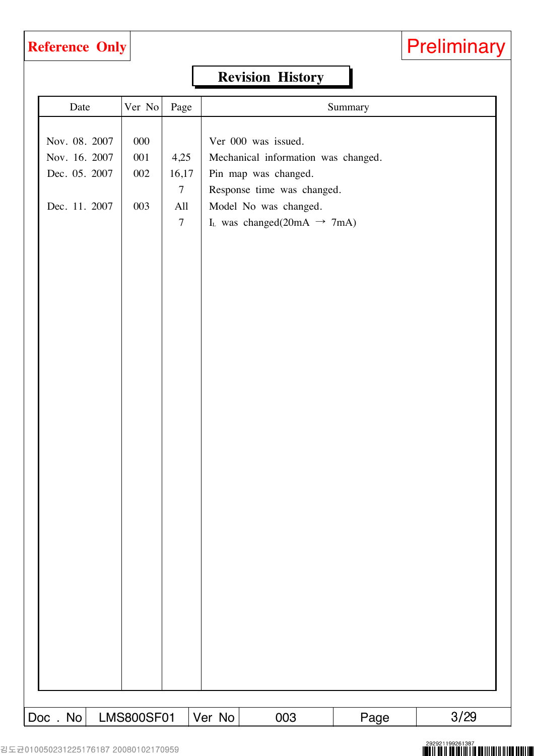**Reference Only** **Preliminary**

## Revision History

| Date | Ver No | Page | Summary |
|---|---|---|---|
| Nov. 08. 2007 | 000 | | Ver 000 was issued. |
| Nov. 16. 2007 | 001 | 4,25 | Mechanical information was changed. |
| Dec. 05. 2007 | 002 | 16,17 | Pin map was changed. |
| | | 7 | Response time was changed. |
| Dec. 11. 2007 | 003 | All | Model No was changed. |
| | | 7 | $I_L$ was changed(20mA → 7mA) |

| Doc . No | LMS800SF01 | Ver No | 003 | Page | 3/29 |
|---|---|---|---|---|---|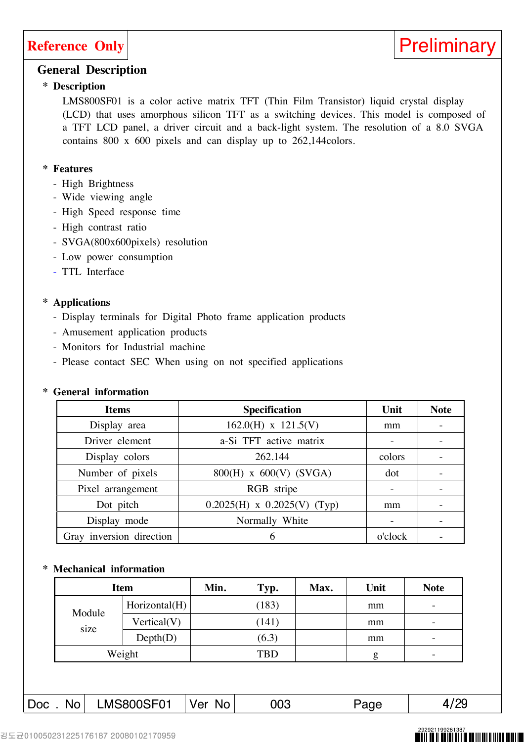Reference Only

Preliminary

## General Description

### * Description

LMS800SF01 is a color active matrix TFT (Thin Film Transistor) liquid crystal display (LCD) that uses amorphous silicon TFT as a switching devices. This model is composed of a TFT LCD panel, a driver circuit and a back-light system. The resolution of a 8.0 SVGA contains 800 x 600 pixels and can display up to 262,144colors.

### * Features

- High Brightness
- Wide viewing angle
- High Speed response time
- High contrast ratio
- SVGA(800x600pixels) resolution
- Low power consumption
- TTL Interface

### * Applications

- Display terminals for Digital Photo frame application products
- Amusement application products
- Monitors for Industrial machine
- Please contact SEC When using on not specified applications

### * General information

| Items | Specification | Unit | Note |
|---|---|---|---|
| Display area | 162.0(H) x 121.5(V) | mm | - |
| Driver element | a-Si TFT active matrix | - | - |
| Display colors | 262.144 | colors | - |
| Number of pixels | 800(H) x 600(V) (SVGA) | dot | - |
| Pixel arrangement | RGB stripe | - | - |
| Dot pitch | 0.2025(H) x 0.2025(V) (Typ) | mm | - |
| Display mode | Normally White | - | - |
| Gray inversion direction | 6 | o'clock | - |

### * Mechanical information

| Item | | Min. | Typ. | Max. | Unit | Note |
|---|---|---|---|---|---|---|
| Module size | Horizontal(H) | | (183) | | mm | - |
| | Vertical(V) | | (141) | | mm | - |
| | Depth(D) | | (6.3) | | mm | - |
| Weight | | | TBD | | g | - |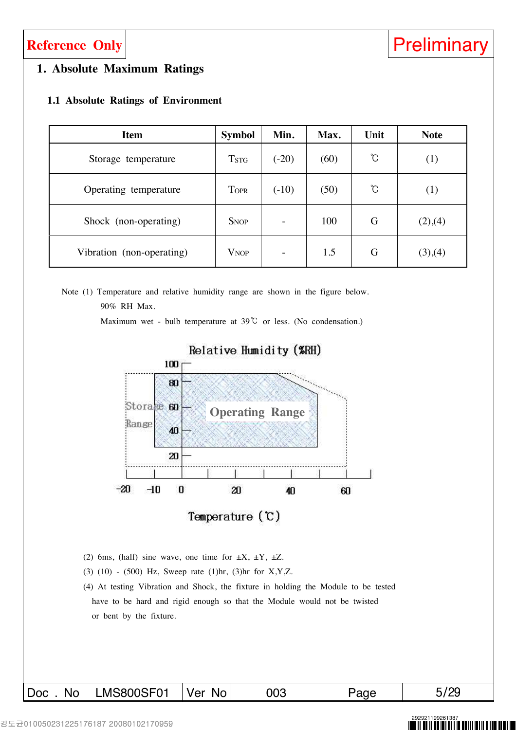Reference Only | Preliminary

# 1. Absolute Maximum Ratings

## 1.1 Absolute Ratings of Environment

| Item | Symbol | Min. | Max. | Unit | Note |
|---|---|---|---|---|---|
| Storage temperature | TSTG | (-20) | (60) | ℃ | (1) |
| Operating temperature | TOPR | (-10) | (50) | ℃ | (1) |
| Shock (non-operating) | SNOP | - | 100 | G | (2),(4) |
| Vibration (non-operating) | VNOP | - | 1.5 | G | (3),(4) |

Note (1) Temperature and relative humidity range are shown in the figure below.

90% RH Max.

Maximum wet - bulb temperature at 39℃ or less. (No condensation.)

Relative Humidity (%RH)

Storage Range

Operating Range

Temperature (℃)

(2) 6ms, (half) sine wave, one time for ±X, ±Y, ±Z.

(3) (10) - (500) Hz, Sweep rate (1)hr, (3)hr for X,Y,Z.

(4) At testing Vibration and Shock, the fixture in holding the Module to be tested have to be hard and rigid enough so that the Module would not be twisted or bent by the fixture.

| Doc . No | LMS800SF01 | Ver No | 003 | Page | 5/29 |
|---|---|---|---|---|---|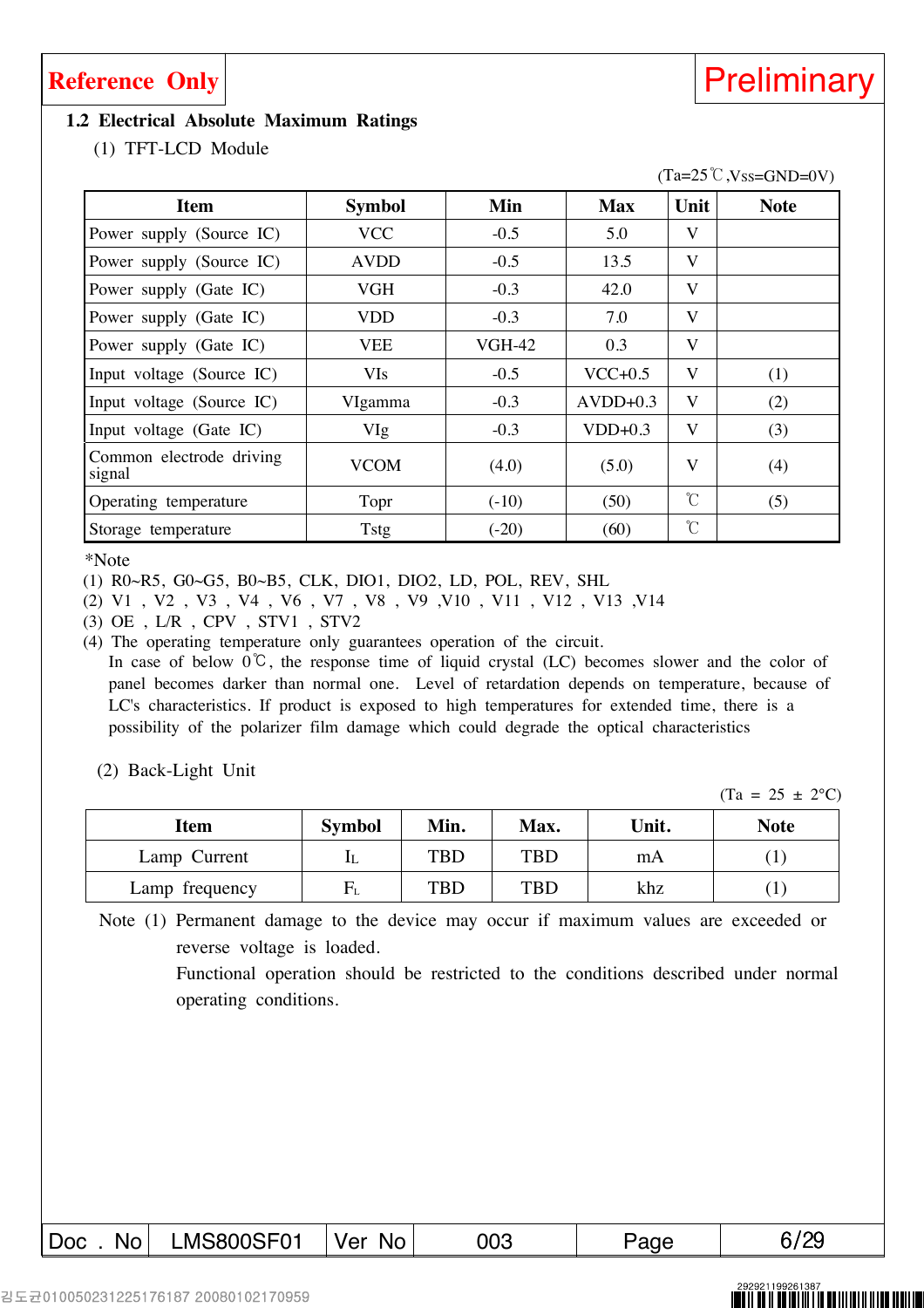**Reference Only** | **Preliminary**

## 1.2 Electrical Absolute Maximum Ratings

(1) TFT-LCD Module

(Ta=25℃,$V_{SS}$=GND=0V)

| Item | Symbol | Min | Max | Unit | Note |
|---|---|---|---|---|---|
| Power supply (Source IC) | VCC | -0.5 | 5.0 | V | |
| Power supply (Source IC) | AVDD | -0.5 | 13.5 | V | |
| Power supply (Gate IC) | VGH | -0.3 | 42.0 | V | |
| Power supply (Gate IC) | VDD | -0.3 | 7.0 | V | |
| Power supply (Gate IC) | VEE | VGH-42 | 0.3 | V | |
| Input voltage (Source IC) | VIs | -0.5 | VCC+0.5 | V | (1) |
| Input voltage (Source IC) | VIgamma | -0.3 | AVDD+0.3 | V | (2) |
| Input voltage (Gate IC) | VIg | -0.3 | VDD+0.3 | V | (3) |
| Common electrode driving signal | VCOM | (4.0) | (5.0) | V | (4) |
| Operating temperature | Topr | (-10) | (50) | ℃ | (5) |
| Storage temperature | Tstg | (-20) | (60) | ℃ | |

*Note

(1) R0~R5, G0~G5, B0~B5, CLK, DIO1, DIO2, LD, POL, REV, SHL

(2) V1 , V2 , V3 , V4 , V6 , V7 , V8 , V9 ,V10 , V11 , V12 , V13 ,V14

(3) OE , L/R , CPV , STV1 , STV2

(4) The operating temperature only guarantees operation of the circuit.
In case of below 0℃, the response time of liquid crystal (LC) becomes slower and the color of panel becomes darker than normal one. Level of retardation depends on temperature, because of LC's characteristics. If product is exposed to high temperatures for extended time, there is a possibility of the polarizer film damage which could degrade the optical characteristics

(2) Back-Light Unit

(Ta = 25 ± 2°C)

| Item | Symbol | Min. | Max. | Unit. | Note |
|---|---|---|---|---|---|
| Lamp Current | $I_L$ | TBD | TBD | mA | (1) |
| Lamp frequency | $F_L$ | TBD | TBD | khz | (1) |

Note (1) Permanent damage to the device may occur if maximum values are exceeded or reverse voltage is loaded.
Functional operation should be restricted to the conditions described under normal operating conditions.

| Doc . No | LMS800SF01 | Ver No | 003 | Page | 6/29 |
|---|---|---|---|---|---|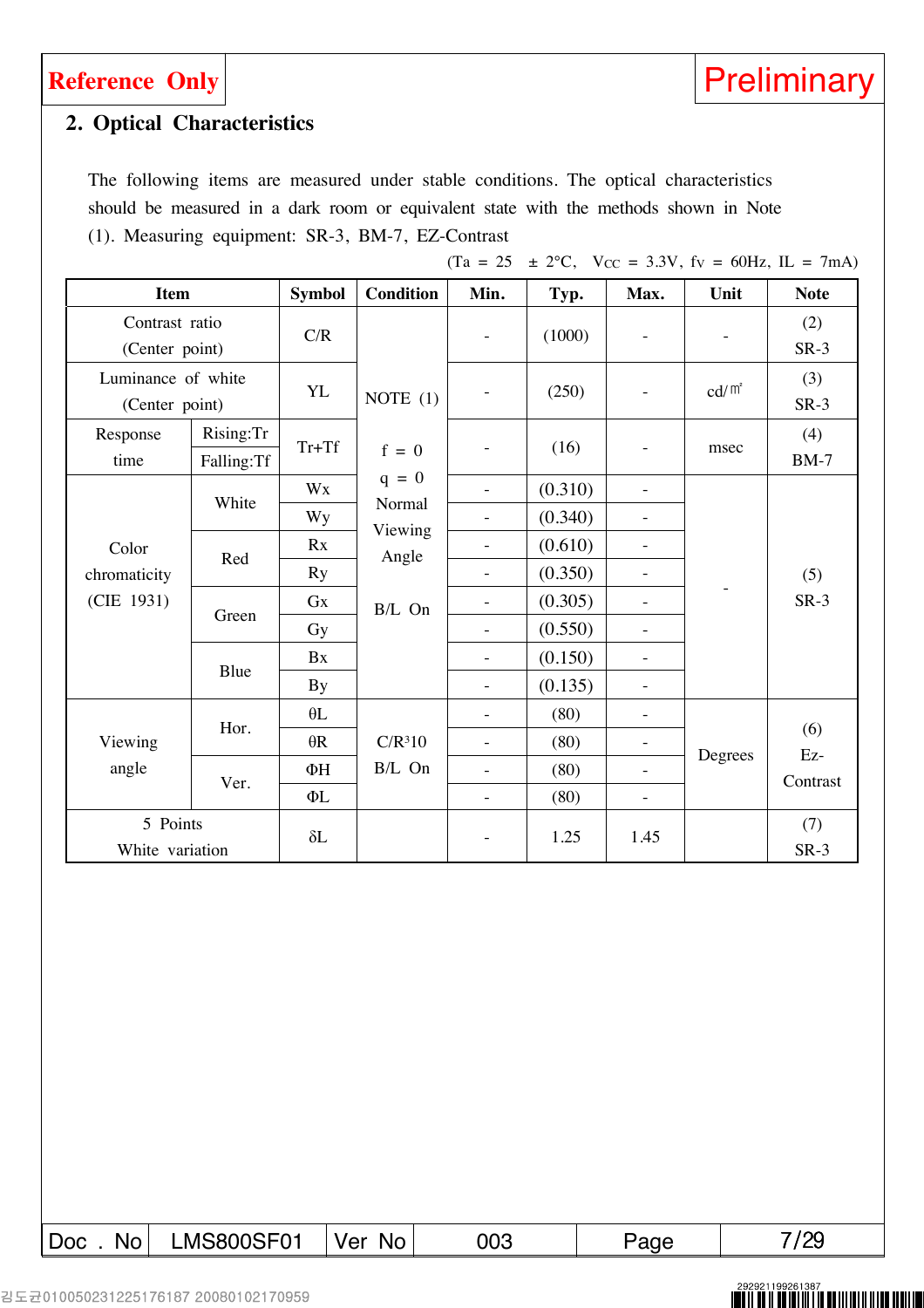Reference Only

Preliminary

## 2. Optical Characteristics

The following items are measured under stable conditions. The optical characteristics should be measured in a dark room or equivalent state with the methods shown in Note (1). Measuring equipment: SR-3, BM-7, EZ-Contrast

(Ta = 25 ± 2°C, $V_{CC}$ = 3.3V, $f_V$ = 60Hz, IL = 7mA)

| Item | | Symbol | Condition | Min. | Typ. | Max. | Unit | Note |
|---|---|---|---|---|---|---|---|---|
| Contrast ratio (Center point) | | C/R | NOTE (1) f = 0 q = 0 Normal Viewing Angle B/L On | - | (1000) | - | - | (2) SR-3 |
| Luminance of white (Center point) | | YL | | - | (250) | - | cd/㎡ | (3) SR-3 |
| Response time | Rising:Tr / Falling:Tf | Tr+Tf | | - | (16) | - | msec | (4) BM-7 |
| Color chromaticity (CIE 1931) | White | Wx | | - | (0.310) | - | - | (5) SR-3 |
| | | Wy | | - | (0.340) | - | | |
| | Red | Rx | | - | (0.610) | - | | |
| | | Ry | | - | (0.350) | - | | |
| | Green | Gx | | - | (0.305) | - | | |
| | | Gy | | - | (0.550) | - | | |
| | Blue | Bx | | - | (0.150) | - | | |
| | | By | | - | (0.135) | - | | |
| Viewing angle | Hor. | θL | C/R³10 B/L On | - | (80) | - | Degrees | (6) Ez-Contrast |
| | | θR | | - | (80) | - | | |
| | Ver. | ΦH | | - | (80) | - | | |
| | | ΦL | | - | (80) | - | | |
| 5 Points White variation | | δL | | - | 1.25 | 1.45 | | (7) SR-3 |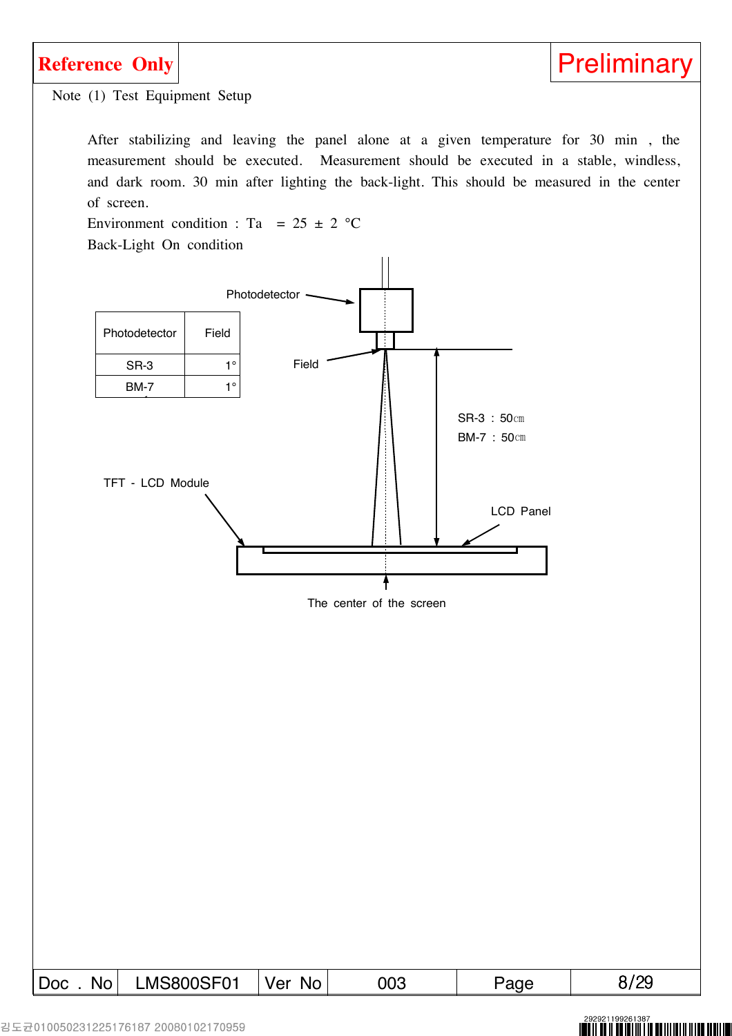**Reference Only** | **Preliminary**

Note (1) Test Equipment Setup

After stabilizing and leaving the panel alone at a given temperature for 30 min , the measurement should be executed. Measurement should be executed in a stable, windless, and dark room. 30 min after lighting the back-light. This should be measured in the center of screen.

Environment condition : Ta = 25 ± 2 °C

Back-Light On condition

| Photodetector | Field |
|---|---|
| SR-3 | 1° |
| BM-7 | 1° |

Photodetector

Field

SR-3 : 50㎝

BM-7 : 50㎝

TFT - LCD Module

LCD Panel

The center of the screen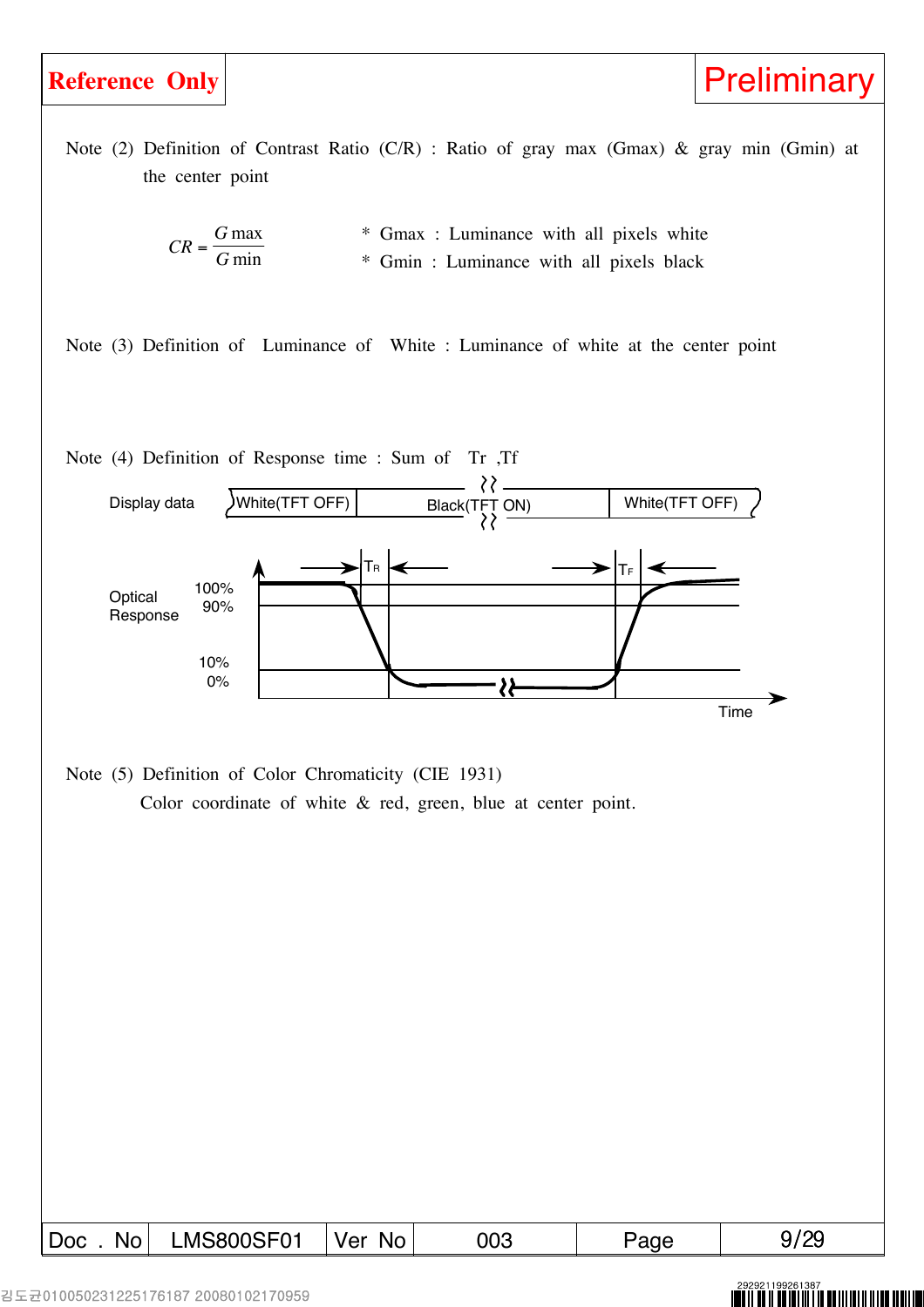Note (2) Definition of Contrast Ratio (C/R) : Ratio of gray max (Gmax) & gray min (Gmin) at the center point

$$CR = \frac{G\max}{G\min}$$

* Gmax : Luminance with all pixels white
* Gmin : Luminance with all pixels black

Note (3) Definition of Luminance of White : Luminance of white at the center point

Note (4) Definition of Response time : Sum of Tr ,Tf

Display data: White(TFT OFF) | Black(TFT ON) | White(TFT OFF)

Optical Response: 100%, 90%, 10%, 0%

$T_R$ $T_F$

Time

Note (5) Definition of Color Chromaticity (CIE 1931)

Color coordinate of white & red, green, blue at center point.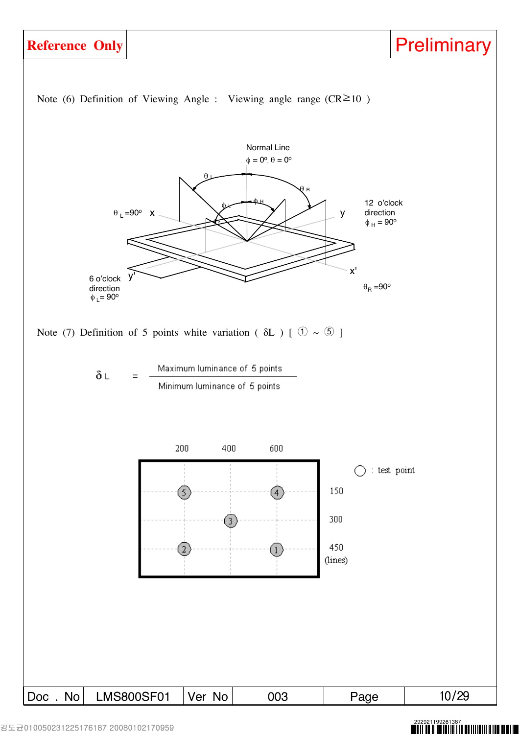Note (6) Definition of Viewing Angle : Viewing angle range (CR≥10 )

Normal Line
$\phi = 0^o, \theta = 0^o$

$\theta_L = 90^o$ x

$\theta_L$ $\theta_R$ $\phi_L$ $\phi_H$

y

12 o'clock direction
$\phi_H = 90^o$

x'

$\theta_R = 90^o$

6 o'clock direction
$\phi_L = 90^o$ y'

Note (7) Definition of 5 points white variation ( δL ) [ ① ~ ⑤ ]

$$\delta_L = \frac{\text{Maximum luminance of 5 points}}{\text{Minimum luminance of 5 points}}$$

| | 200 | 400 | 600 |
|---|---|---|---|
| 150 | ⑤ | | ④ |
| 300 | | ③ | |
| 450 (lines) | ② | | ① |

○ : test point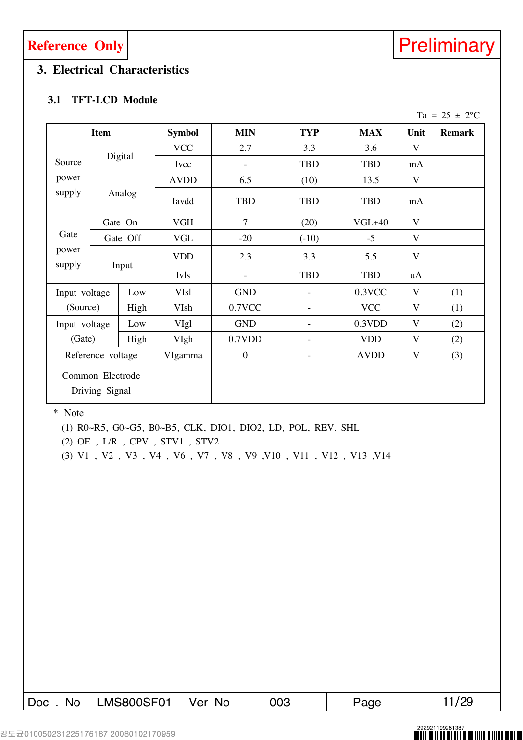Reference Only

Preliminary

## 3. Electrical Characteristics

### 3.1 TFT-LCD Module

Ta = 25 ± 2°C

| Item | | Symbol | MIN | TYP | MAX | Unit | Remark |
|---|---|---|---|---|---|---|---|
| Source power supply | Digital | VCC | 2.7 | 3.3 | 3.6 | V | |
| | | Ivcc | - | TBD | TBD | mA | |
| | Analog | AVDD | 6.5 | (10) | 13.5 | V | |
| | | Iavdd | TBD | TBD | TBD | mA | |
| Gate power supply | Gate On | VGH | 7 | (20) | VGL+40 | V | |
| | Gate Off | VGL | -20 | (-10) | -5 | V | |
| | Input | VDD | 2.3 | 3.3 | 5.5 | V | |
| | | Ivls | - | TBD | TBD | uA | |
| Input voltage (Source) | Low | VIsl | GND | - | 0.3VCC | V | (1) |
| | High | VIsh | 0.7VCC | - | VCC | V | (1) |
| Input voltage (Gate) | Low | VIgl | GND | - | 0.3VDD | V | (2) |
| | High | VIgh | 0.7VDD | - | VDD | V | (2) |
| Reference voltage | | VIgamma | 0 | - | AVDD | V | (3) |
| Common Electrode Driving Signal | | | | | | | |

\* Note

(1) R0~R5, G0~G5, B0~B5, CLK, DIO1, DIO2, LD, POL, REV, SHL

(2) OE , L/R , CPV , STV1 , STV2

(3) V1 , V2 , V3 , V4 , V6 , V7 , V8 , V9 ,V10 , V11 , V12 , V13 ,V14

| Doc . No | LMS800SF01 | Ver No | 003 | Page | 11/29 |
|---|---|---|---|---|---|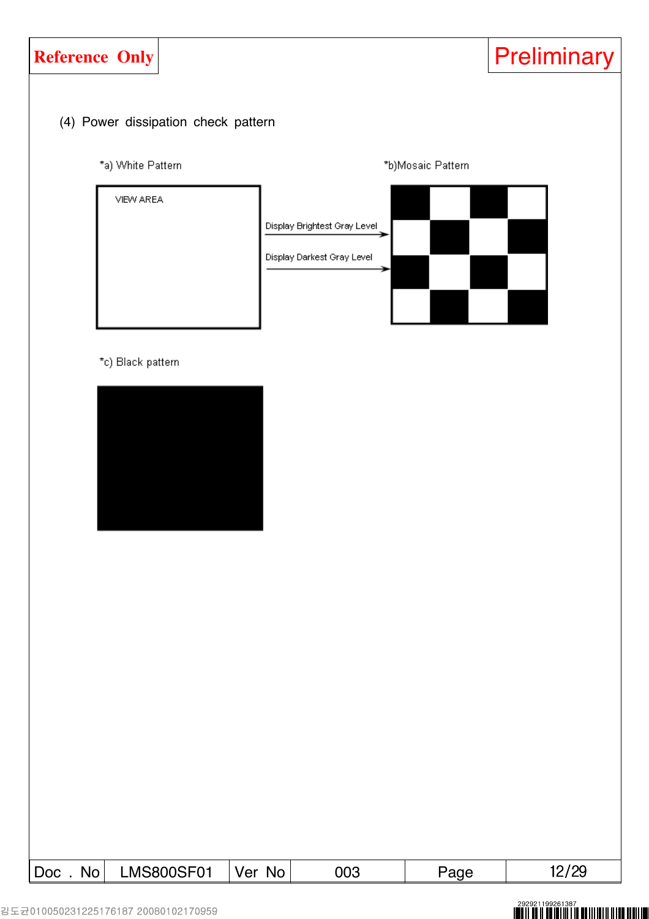(4) Power dissipation check pattern

*a) White Pattern

VIEW AREA

Display Brightest Gray Level

Display Darkest Gray Level

*b)Mosaic Pattern

*c) Black pattern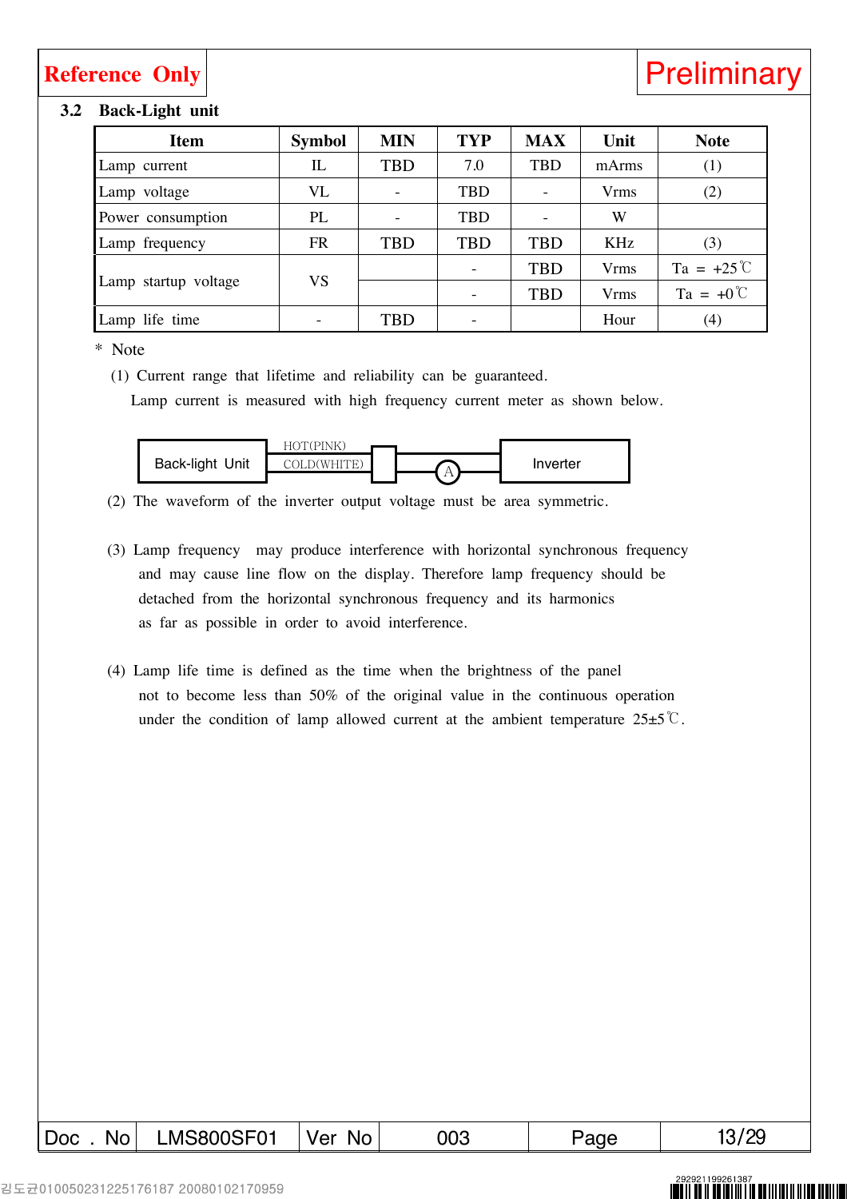Reference Only | Preliminary

### 3.2 Back-Light unit

| Item | Symbol | MIN | TYP | MAX | Unit | Note |
|---|---|---|---|---|---|---|
| Lamp current | IL | TBD | 7.0 | TBD | mArms | (1) |
| Lamp voltage | VL | - | TBD | - | Vrms | (2) |
| Power consumption | PL | - | TBD | - | W | |
| Lamp frequency | FR | TBD | TBD | TBD | KHz | (3) |
| Lamp startup voltage | VS | | - | TBD | Vrms | Ta = +25℃ |
| | | | - | TBD | Vrms | Ta = +0℃ |
| Lamp life time | - | TBD | - | | Hour | (4) |

\* Note

(1) Current range that lifetime and reliability can be guaranteed.

Lamp current is measured with high frequency current meter as shown below.

Back-light Unit — HOT(PINK) / COLD(WHITE) — (A) — Inverter

(2) The waveform of the inverter output voltage must be area symmetric.

(3) Lamp frequency may produce interference with horizontal synchronous frequency and may cause line flow on the display. Therefore lamp frequency should be detached from the horizontal synchronous frequency and its harmonics as far as possible in order to avoid interference.

(4) Lamp life time is defined as the time when the brightness of the panel not to become less than 50% of the original value in the continuous operation under the condition of lamp allowed current at the ambient temperature 25±5℃.

| Doc . No | LMS800SF01 | Ver No | 003 | Page | 13/29 |
|---|---|---|---|---|---|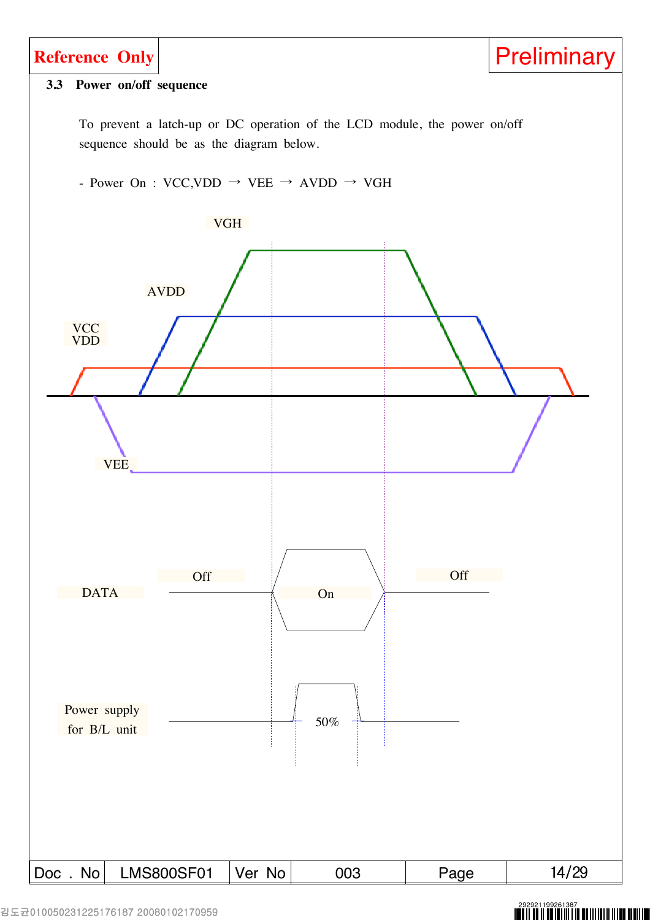### 3.3 Power on/off sequence

To prevent a latch-up or DC operation of the LCD module, the power on/off sequence should be as the diagram below.

- Power On : VCC,VDD → VEE → AVDD → VGH

VGH

AVDD

VCC
VDD

VEE

DATA — Off — On — Off

Power supply for B/L unit — 50%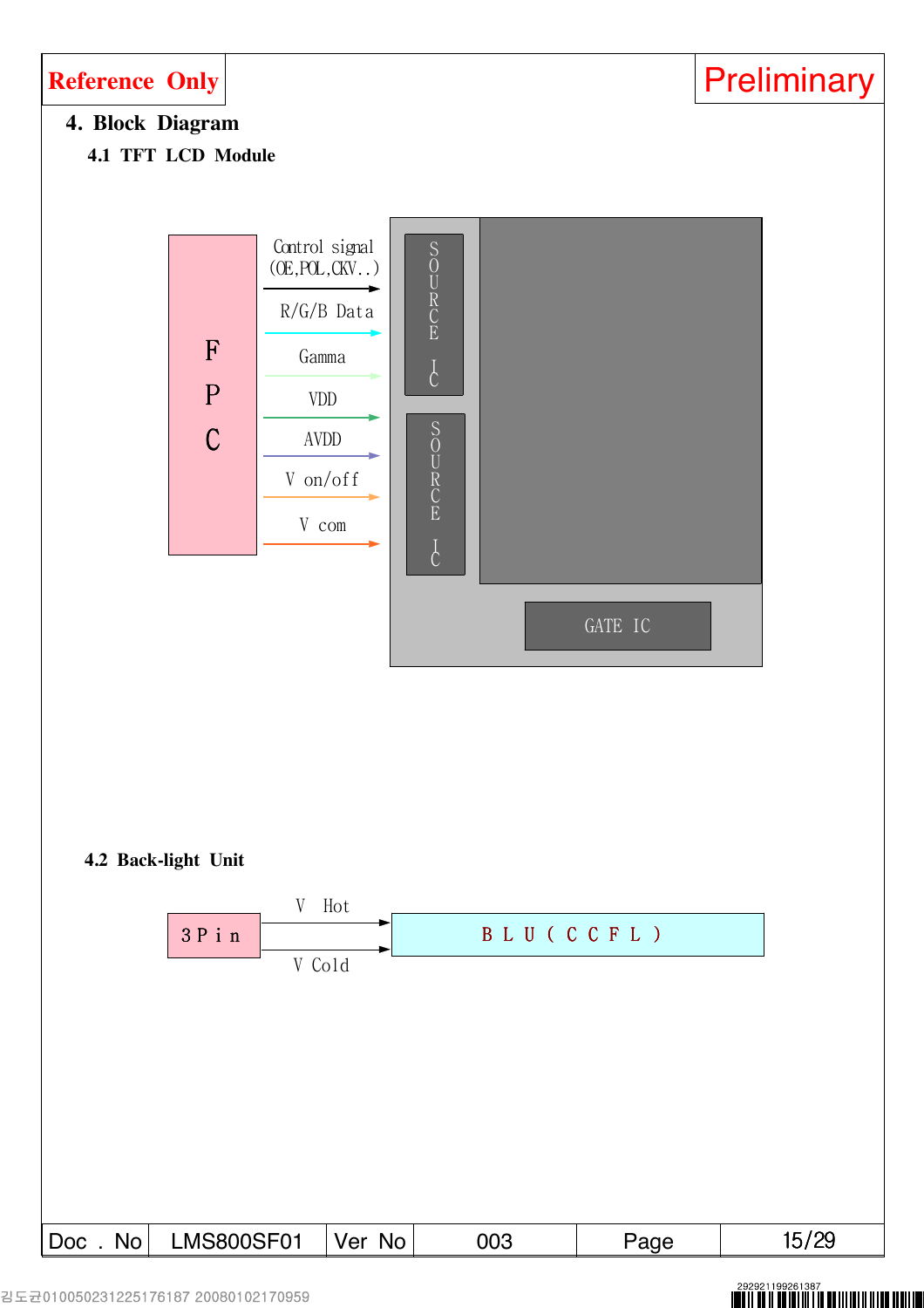Reference Only

Preliminary

# 4. Block Diagram

## 4.1 TFT LCD Module

F P C

Control signal (OE,POL,CKV..)

R/G/B Data

Gamma

VDD

AVDD

V on/off

V com

SOURCE IC

SOURCE IC

GATE IC

## 4.2 Back-light Unit

3Pin

V Hot

V Cold

BLU(CCFL)

| Doc . No | LMS800SF01 | Ver No | 003 | Page | 15/29 |
|---|---|---|---|---|---|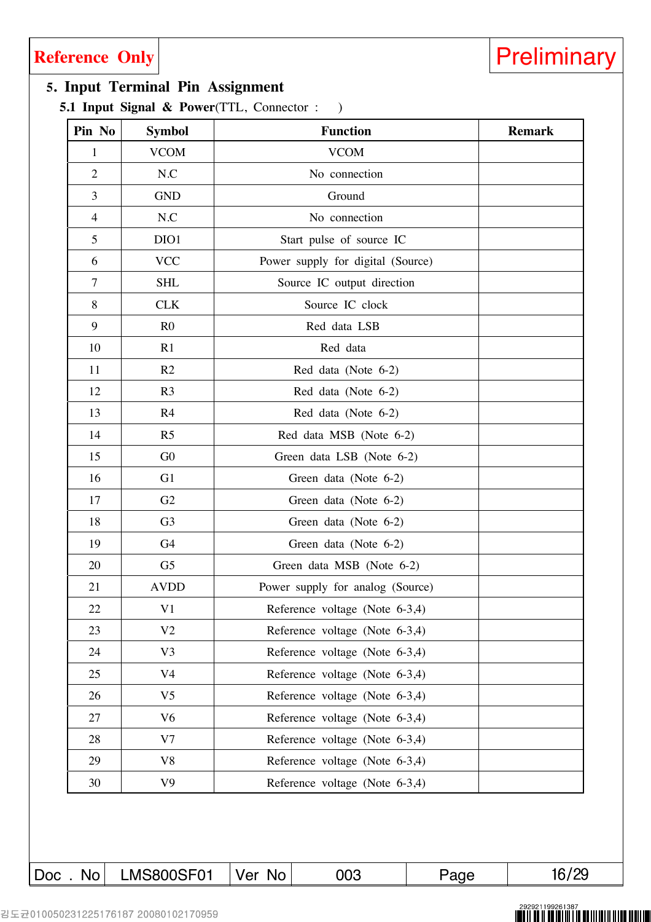**Reference Only**

**Preliminary**

## 5. Input Terminal Pin Assignment

### 5.1 Input Signal & Power(TTL, Connector : )

| Pin No | Symbol | Function | Remark |
|---|---|---|---|
| 1 | VCOM | VCOM | |
| 2 | N.C | No connection | |
| 3 | GND | Ground | |
| 4 | N.C | No connection | |
| 5 | DIO1 | Start pulse of source IC | |
| 6 | VCC | Power supply for digital (Source) | |
| 7 | SHL | Source IC output direction | |
| 8 | CLK | Source IC clock | |
| 9 | R0 | Red data LSB | |
| 10 | R1 | Red data | |
| 11 | R2 | Red data (Note 6-2) | |
| 12 | R3 | Red data (Note 6-2) | |
| 13 | R4 | Red data (Note 6-2) | |
| 14 | R5 | Red data MSB (Note 6-2) | |
| 15 | G0 | Green data LSB (Note 6-2) | |
| 16 | G1 | Green data (Note 6-2) | |
| 17 | G2 | Green data (Note 6-2) | |
| 18 | G3 | Green data (Note 6-2) | |
| 19 | G4 | Green data (Note 6-2) | |
| 20 | G5 | Green data MSB (Note 6-2) | |
| 21 | AVDD | Power supply for analog (Source) | |
| 22 | V1 | Reference voltage (Note 6-3,4) | |
| 23 | V2 | Reference voltage (Note 6-3,4) | |
| 24 | V3 | Reference voltage (Note 6-3,4) | |
| 25 | V4 | Reference voltage (Note 6-3,4) | |
| 26 | V5 | Reference voltage (Note 6-3,4) | |
| 27 | V6 | Reference voltage (Note 6-3,4) | |
| 28 | V7 | Reference voltage (Note 6-3,4) | |
| 29 | V8 | Reference voltage (Note 6-3,4) | |
| 30 | V9 | Reference voltage (Note 6-3,4) | |

| Doc . No | LMS800SF01 | Ver No | 003 | Page | 16/29 |
|---|---|---|---|---|---|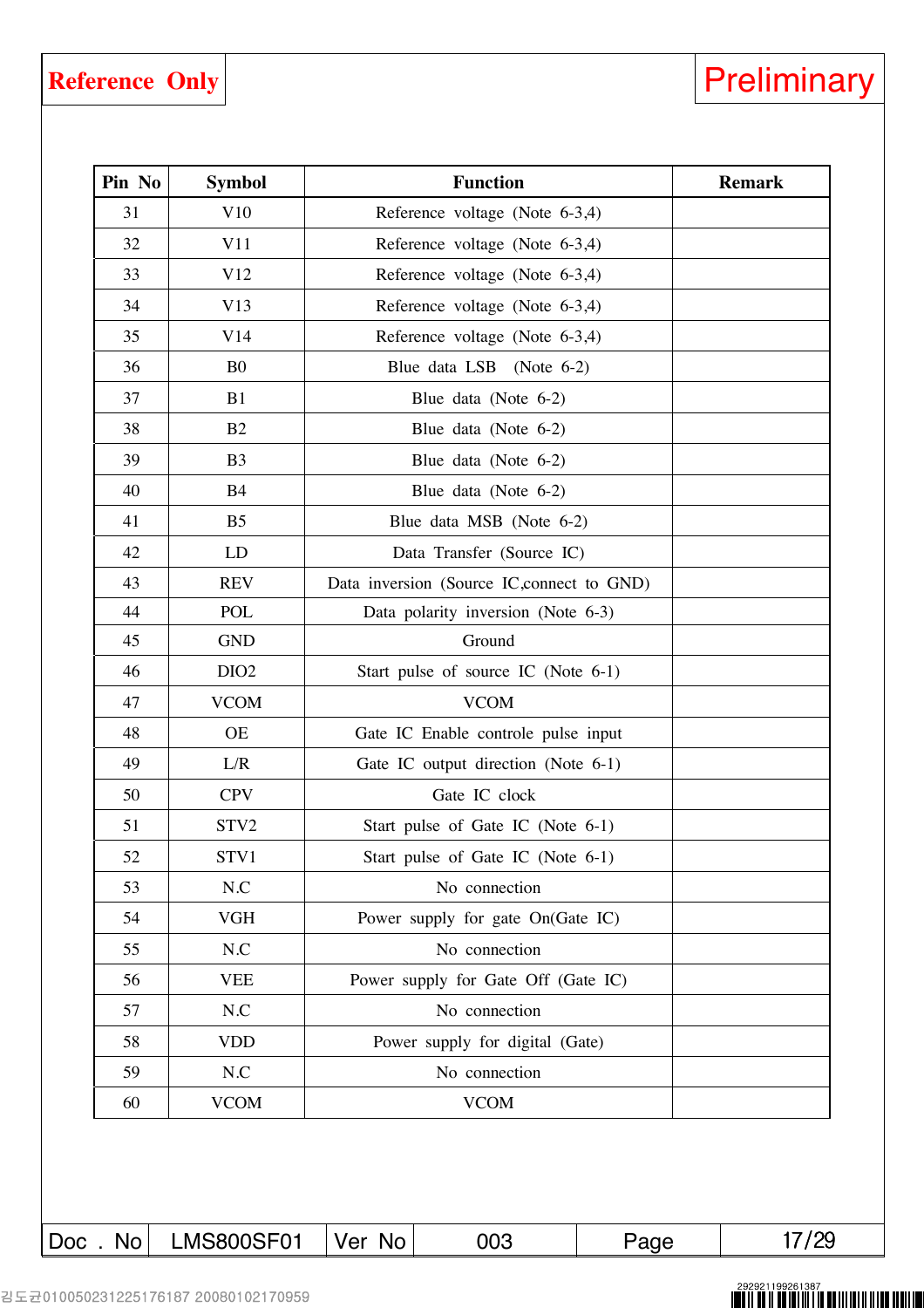**Reference Only** | **Preliminary**

| Pin No | Symbol | Function | Remark |
|---|---|---|---|
| 31 | V10 | Reference voltage (Note 6-3,4) | |
| 32 | V11 | Reference voltage (Note 6-3,4) | |
| 33 | V12 | Reference voltage (Note 6-3,4) | |
| 34 | V13 | Reference voltage (Note 6-3,4) | |
| 35 | V14 | Reference voltage (Note 6-3,4) | |
| 36 | B0 | Blue data LSB (Note 6-2) | |
| 37 | B1 | Blue data (Note 6-2) | |
| 38 | B2 | Blue data (Note 6-2) | |
| 39 | B3 | Blue data (Note 6-2) | |
| 40 | B4 | Blue data (Note 6-2) | |
| 41 | B5 | Blue data MSB (Note 6-2) | |
| 42 | LD | Data Transfer (Source IC) | |
| 43 | REV | Data inversion (Source IC,connect to GND) | |
| 44 | POL | Data polarity inversion (Note 6-3) | |
| 45 | GND | Ground | |
| 46 | DIO2 | Start pulse of source IC (Note 6-1) | |
| 47 | VCOM | VCOM | |
| 48 | OE | Gate IC Enable controle pulse input | |
| 49 | L/R | Gate IC output direction (Note 6-1) | |
| 50 | CPV | Gate IC clock | |
| 51 | STV2 | Start pulse of Gate IC (Note 6-1) | |
| 52 | STV1 | Start pulse of Gate IC (Note 6-1) | |
| 53 | N.C | No connection | |
| 54 | VGH | Power supply for gate On(Gate IC) | |
| 55 | N.C | No connection | |
| 56 | VEE | Power supply for Gate Off (Gate IC) | |
| 57 | N.C | No connection | |
| 58 | VDD | Power supply for digital (Gate) | |
| 59 | N.C | No connection | |
| 60 | VCOM | VCOM | |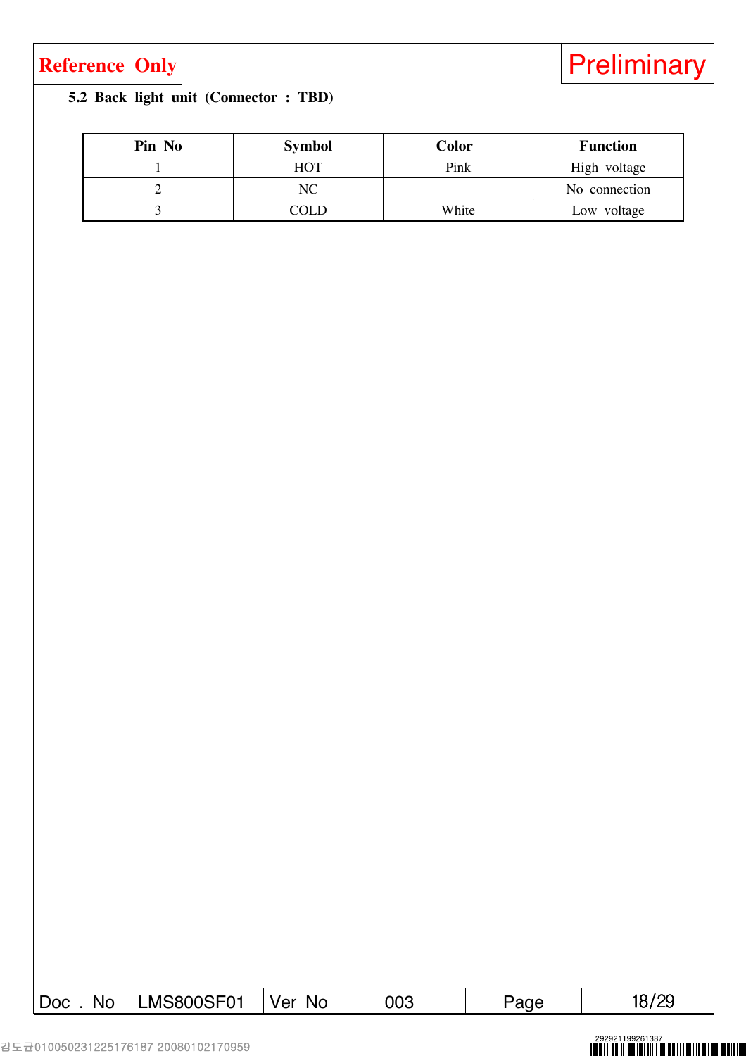## 5.2 Back light unit (Connector : TBD)

| Pin No | Symbol | Color | Function |
|---|---|---|---|
| 1 | HOT | Pink | High voltage |
| 2 | NC | | No connection |
| 3 | COLD | White | Low voltage |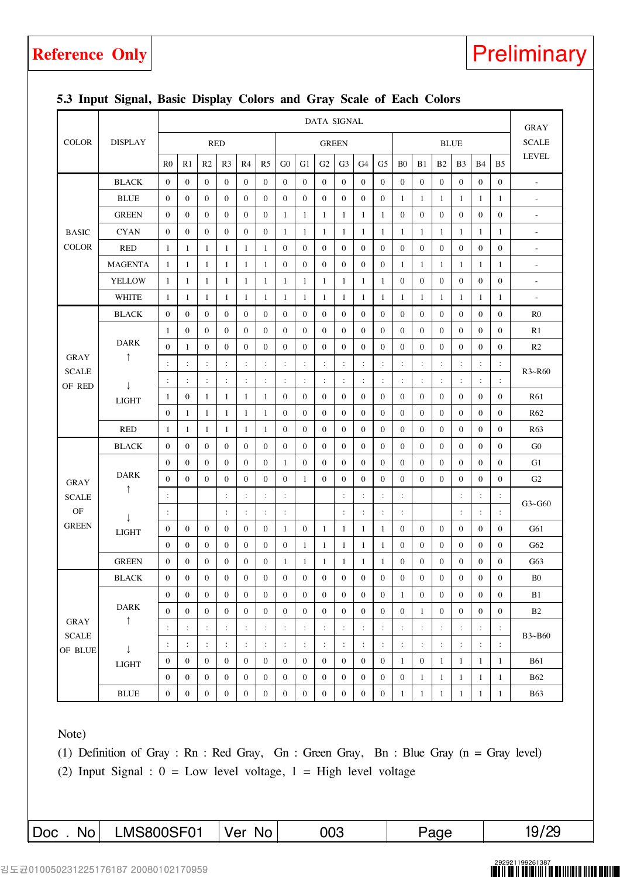**Reference Only** | **Preliminary**

### 5.3 Input Signal, Basic Display Colors and Gray Scale of Each Colors

| COLOR | DISPLAY | DATA SIGNAL | | | | | | | | | | | | | | | | | | GRAY SCALE LEVEL |
|---|---|---|---|---|---|---|---|---|---|---|---|---|---|---|---|---|---|---|---|---|
| | | RED | | | | | | GREEN | | | | | | BLUE | | | | | | |
| | | R0 | R1 | R2 | R3 | R4 | R5 | G0 | G1 | G2 | G3 | G4 | G5 | B0 | B1 | B2 | B3 | B4 | B5 | |
| BASIC COLOR | BLACK | 0 | 0 | 0 | 0 | 0 | 0 | 0 | 0 | 0 | 0 | 0 | 0 | 0 | 0 | 0 | 0 | 0 | 0 | - |
| | BLUE | 0 | 0 | 0 | 0 | 0 | 0 | 0 | 0 | 0 | 0 | 0 | 0 | 1 | 1 | 1 | 1 | 1 | 1 | - |
| | GREEN | 0 | 0 | 0 | 0 | 0 | 0 | 1 | 1 | 1 | 1 | 1 | 1 | 0 | 0 | 0 | 0 | 0 | 0 | - |
| | CYAN | 0 | 0 | 0 | 0 | 0 | 0 | 1 | 1 | 1 | 1 | 1 | 1 | 1 | 1 | 1 | 1 | 1 | 1 | - |
| | RED | 1 | 1 | 1 | 1 | 1 | 1 | 0 | 0 | 0 | 0 | 0 | 0 | 0 | 0 | 0 | 0 | 0 | 0 | - |
| | MAGENTA | 1 | 1 | 1 | 1 | 1 | 1 | 0 | 0 | 0 | 0 | 0 | 0 | 1 | 1 | 1 | 1 | 1 | 1 | - |
| | YELLOW | 1 | 1 | 1 | 1 | 1 | 1 | 1 | 1 | 1 | 1 | 1 | 1 | 0 | 0 | 0 | 0 | 0 | 0 | - |
| | WHITE | 1 | 1 | 1 | 1 | 1 | 1 | 1 | 1 | 1 | 1 | 1 | 1 | 1 | 1 | 1 | 1 | 1 | 1 | - |
| GRAY SCALE OF RED | BLACK | 0 | 0 | 0 | 0 | 0 | 0 | 0 | 0 | 0 | 0 | 0 | 0 | 0 | 0 | 0 | 0 | 0 | 0 | R0 |
| | DARK ↑ | 1 | 0 | 0 | 0 | 0 | 0 | 0 | 0 | 0 | 0 | 0 | 0 | 0 | 0 | 0 | 0 | 0 | 0 | R1 |
| | | 0 | 1 | 0 | 0 | 0 | 0 | 0 | 0 | 0 | 0 | 0 | 0 | 0 | 0 | 0 | 0 | 0 | 0 | R2 |
| | | : | : | : | : | : | : | : | : | : | : | : | : | : | : | : | : | : | : | R3~R60 |
| | | : | : | : | : | : | : | : | : | : | : | : | : | : | : | : | : | : | : | |
| | ↓ LIGHT | 1 | 0 | 1 | 1 | 1 | 1 | 0 | 0 | 0 | 0 | 0 | 0 | 0 | 0 | 0 | 0 | 0 | 0 | R61 |
| | | 0 | 1 | 1 | 1 | 1 | 1 | 0 | 0 | 0 | 0 | 0 | 0 | 0 | 0 | 0 | 0 | 0 | 0 | R62 |
| | RED | 1 | 1 | 1 | 1 | 1 | 1 | 0 | 0 | 0 | 0 | 0 | 0 | 0 | 0 | 0 | 0 | 0 | 0 | R63 |
| GRAY SCALE OF GREEN | BLACK | 0 | 0 | 0 | 0 | 0 | 0 | 0 | 0 | 0 | 0 | 0 | 0 | 0 | 0 | 0 | 0 | 0 | 0 | G0 |
| | DARK ↑ | 0 | 0 | 0 | 0 | 0 | 0 | 1 | 0 | 0 | 0 | 0 | 0 | 0 | 0 | 0 | 0 | 0 | 0 | G1 |
| | | 0 | 0 | 0 | 0 | 0 | 0 | 0 | 1 | 0 | 0 | 0 | 0 | 0 | 0 | 0 | 0 | 0 | 0 | G2 |
| | | : | | | : | : | : | : | | | : | : | : | : | | | : | : | : | G3~G60 |
| | | : | | | : | : | : | : | | | : | : | : | : | | | : | : | : | |
| | ↓ LIGHT | 0 | 0 | 0 | 0 | 0 | 0 | 1 | 0 | 1 | 1 | 1 | 1 | 0 | 0 | 0 | 0 | 0 | 0 | G61 |
| | | 0 | 0 | 0 | 0 | 0 | 0 | 0 | 1 | 1 | 1 | 1 | 1 | 0 | 0 | 0 | 0 | 0 | 0 | G62 |
| | GREEN | 0 | 0 | 0 | 0 | 0 | 0 | 1 | 1 | 1 | 1 | 1 | 1 | 0 | 0 | 0 | 0 | 0 | 0 | G63 |
| GRAY SCALE OF BLUE | BLACK | 0 | 0 | 0 | 0 | 0 | 0 | 0 | 0 | 0 | 0 | 0 | 0 | 0 | 0 | 0 | 0 | 0 | 0 | B0 |
| | DARK ↑ | 0 | 0 | 0 | 0 | 0 | 0 | 0 | 0 | 0 | 0 | 0 | 0 | 1 | 0 | 0 | 0 | 0 | 0 | B1 |
| | | 0 | 0 | 0 | 0 | 0 | 0 | 0 | 0 | 0 | 0 | 0 | 0 | 0 | 1 | 0 | 0 | 0 | 0 | B2 |
| | | : | : | : | : | : | : | : | : | : | : | : | : | : | : | : | : | : | : | B3~B60 |
| | | : | : | : | : | : | : | : | : | : | : | : | : | : | : | : | : | : | : | |
| | ↓ LIGHT | 0 | 0 | 0 | 0 | 0 | 0 | 0 | 0 | 0 | 0 | 0 | 0 | 1 | 0 | 1 | 1 | 1 | 1 | B61 |
| | | 0 | 0 | 0 | 0 | 0 | 0 | 0 | 0 | 0 | 0 | 0 | 0 | 0 | 1 | 1 | 1 | 1 | 1 | B62 |
| | BLUE | 0 | 0 | 0 | 0 | 0 | 0 | 0 | 0 | 0 | 0 | 0 | 0 | 1 | 1 | 1 | 1 | 1 | 1 | B63 |

Note)

(1) Definition of Gray : Rn : Red Gray, Gn : Green Gray, Bn : Blue Gray (n = Gray level)

(2) Input Signal : 0 = Low level voltage, 1 = High level voltage

| Doc . No | LMS800SF01 | Ver No | 003 | Page | 19/29 |
|---|---|---|---|---|---|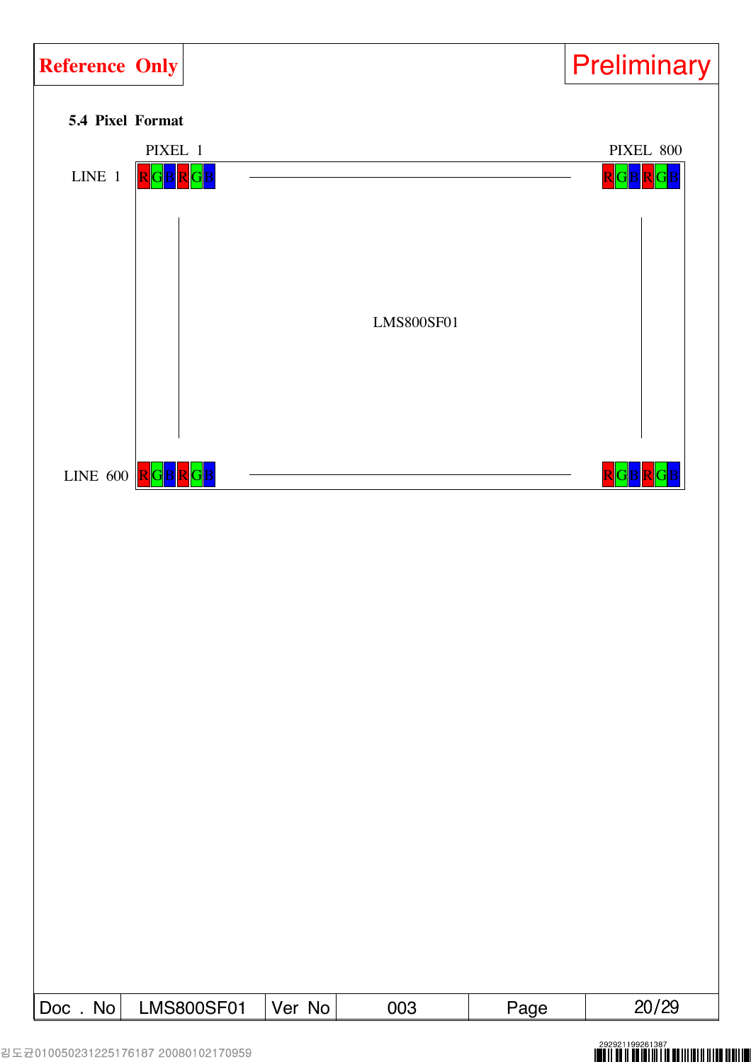### 5.4 Pixel Format

PIXEL 1 ... PIXEL 800

LINE 1: RGBRGB ———— RGBRGB

LMS800SF01

LINE 600: RGBRGB ———— RGBRGB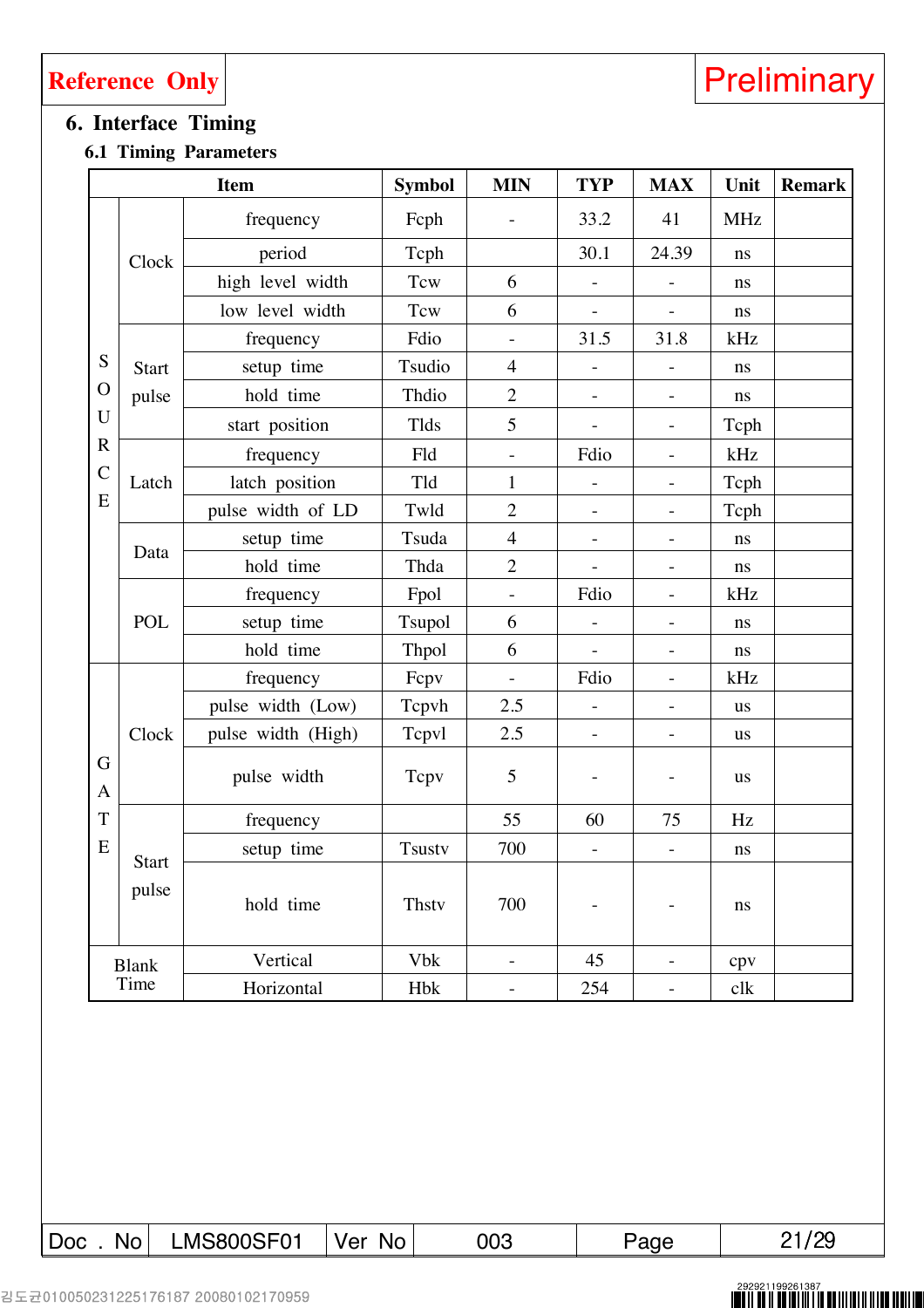Reference Only

Preliminary

## 6. Interface Timing

### 6.1 Timing Parameters

| Item | | | Symbol | MIN | TYP | MAX | Unit | Remark |
|---|---|---|---|---|---|---|---|---|
| SOURCE | Clock | frequency | Fcph | - | 33.2 | 41 | MHz | |
| | | period | Tcph | | 30.1 | 24.39 | ns | |
| | | high level width | Tcw | 6 | - | - | ns | |
| | | low level width | Tcw | 6 | - | - | ns | |
| | Start pulse | frequency | Fdio | - | 31.5 | 31.8 | kHz | |
| | | setup time | Tsudio | 4 | - | - | ns | |
| | | hold time | Thdio | 2 | - | - | ns | |
| | | start position | Tlds | 5 | - | - | Tcph | |
| | Latch | frequency | Fld | - | Fdio | - | kHz | |
| | | latch position | Tld | 1 | - | - | Tcph | |
| | | pulse width of LD | Twld | 2 | - | - | Tcph | |
| | Data | setup time | Tsuda | 4 | - | - | ns | |
| | | hold time | Thda | 2 | - | - | ns | |
| | POL | frequency | Fpol | - | Fdio | - | kHz | |
| | | setup time | Tsupol | 6 | - | - | ns | |
| | | hold time | Thpol | 6 | - | - | ns | |
| GATE | Clock | frequency | Fcpv | - | Fdio | - | kHz | |
| | | pulse width (Low) | Tcpvh | 2.5 | - | - | us | |
| | | pulse width (High) | Tcpvl | 2.5 | - | - | us | |
| | | pulse width | Tcpv | 5 | - | - | us | |
| | Start pulse | frequency | | 55 | 60 | 75 | Hz | |
| | | setup time | Tsustv | 700 | - | - | ns | |
| | | hold time | Thstv | 700 | - | - | ns | |
| Blank Time | | Vertical | Vbk | - | 45 | - | cpv | |
| | | Horizontal | Hbk | - | 254 | - | clk | |

| Doc . No | LMS800SF01 | Ver No | 003 | Page | 21/29 |
|---|---|---|---|---|---|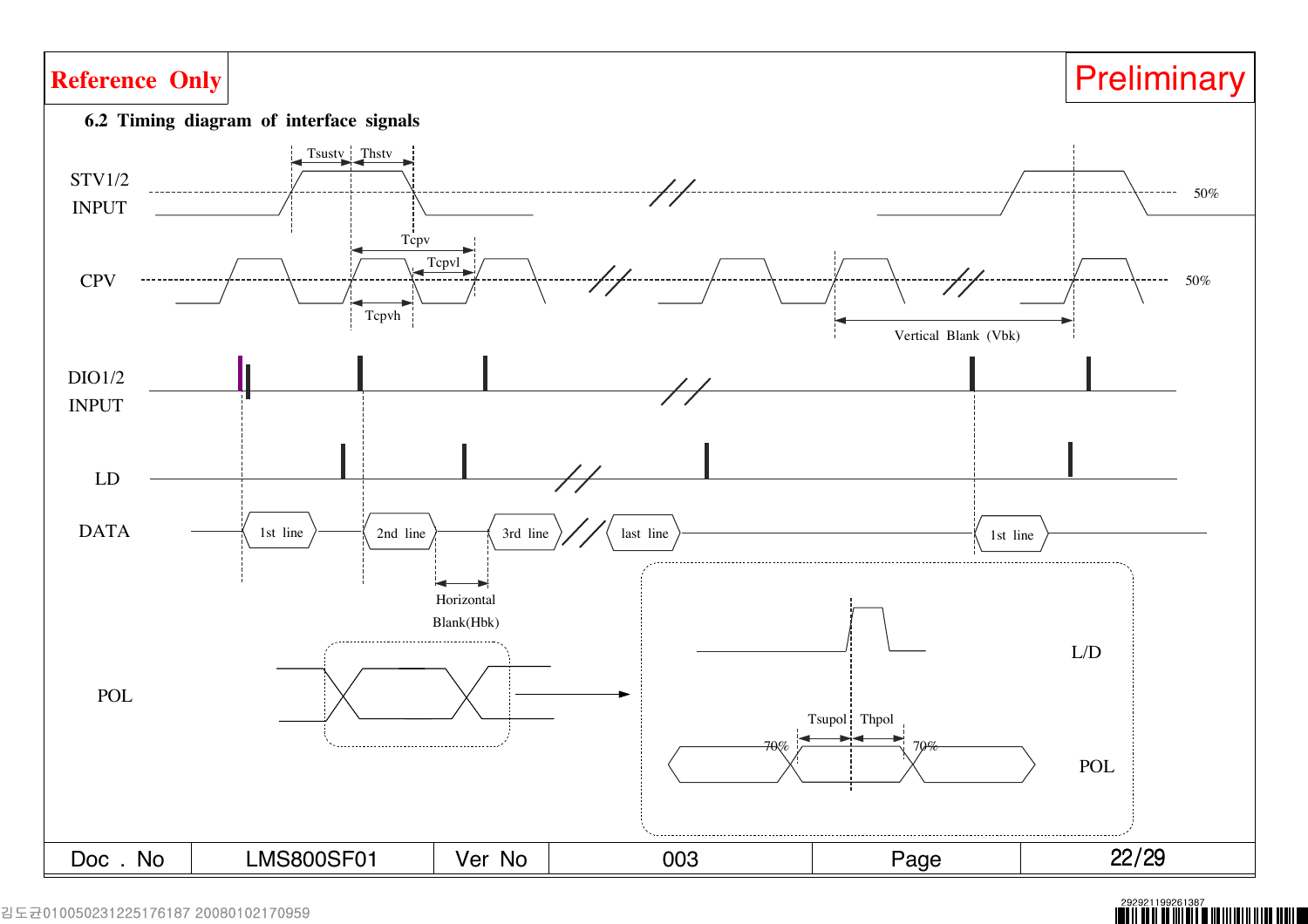Reference Only

Preliminary

### 6.2 Timing diagram of interface signals

STV1/2 INPUT

Tsustv Thstv

50%

CPV

Tcpv

Tcpvl

Tcpvh

50%

Vertical Blank (Vbk)

DIO1/2 INPUT

LD

DATA

1st line 2nd line 3rd line last line 1st line

Horizontal Blank(Hbk)

POL

L/D

Tsupol Thpol

70% 70%

POL

| Doc . No | LMS800SF01 | Ver No | 003 | Page | 22/29 |
|---|---|---|---|---|---|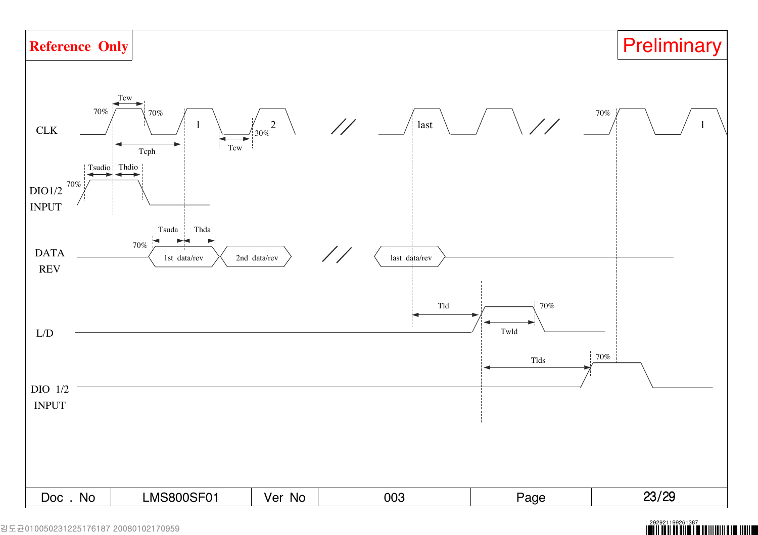**Reference Only**

**Preliminary**

CLK

Tcw, 70%, 70%, 1, 2, 30%, Tcph, Tcw, last, 70%, 1

DIO1/2 INPUT

Tsudio, Thdio, 70%

DATA REV

Tsuda, Thda, 70%, 1st data/rev, 2nd data/rev, last data/rev

L/D

Tld, 70%, Twld

DIO 1/2 INPUT

Tlds, 70%

| Doc . No | LMS800SF01 | Ver No | 003 | Page | 23/29 |
| --- | --- | --- | --- | --- | --- |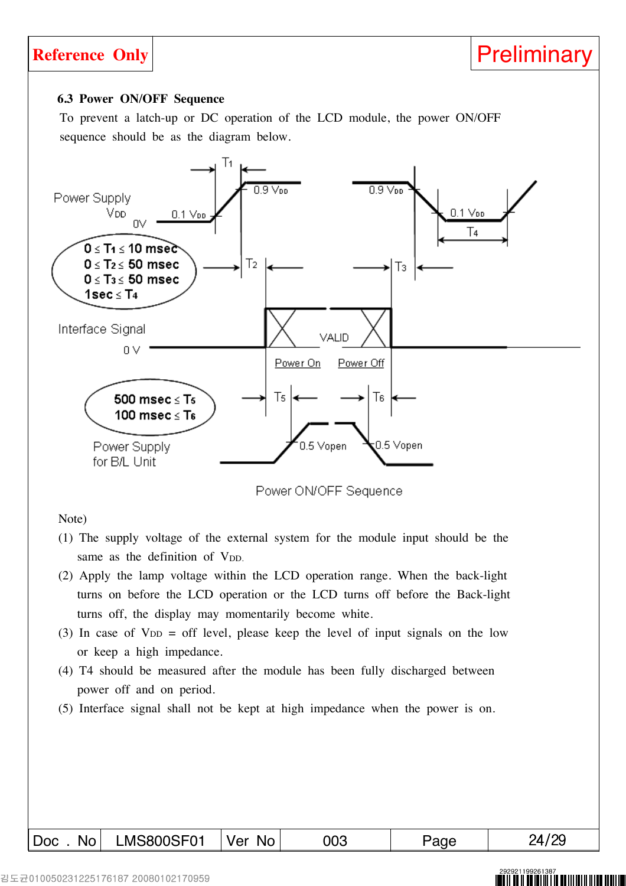### 6.3 Power ON/OFF Sequence

To prevent a latch-up or DC operation of the LCD module, the power ON/OFF sequence should be as the diagram below.

Power Supply $V_{DD}$ 0V — 0.1 $V_{DD}$ — $T_1$ — 0.9 $V_{DD}$ — 0.9 $V_{DD}$ — 0.1 $V_{DD}$ — $T_4$

$0 \le T_1 \le 10$ msec
$0 \le T_2 \le 50$ msec
$0 \le T_3 \le 50$ msec
$1sec \le T_4$

$T_2$ — $T_3$

Interface Signal 0 V — VALID — Power On — Power Off

$500\ msec \le T_5$
$100\ msec \le T_6$

$T_5$ — $T_6$

Power Supply for B/L Unit — 0.5 Vopen — 0.5 Vopen

Power ON/OFF Sequence

Note)

(1) The supply voltage of the external system for the module input should be the same as the definition of $V_{DD}$.

(2) Apply the lamp voltage within the LCD operation range. When the back-light turns on before the LCD operation or the LCD turns off before the Back-light turns off, the display may momentarily become white.

(3) In case of $V_{DD}$ = off level, please keep the level of input signals on the low or keep a high impedance.

(4) T4 should be measured after the module has been fully discharged between power off and on period.

(5) Interface signal shall not be kept at high impedance when the power is on.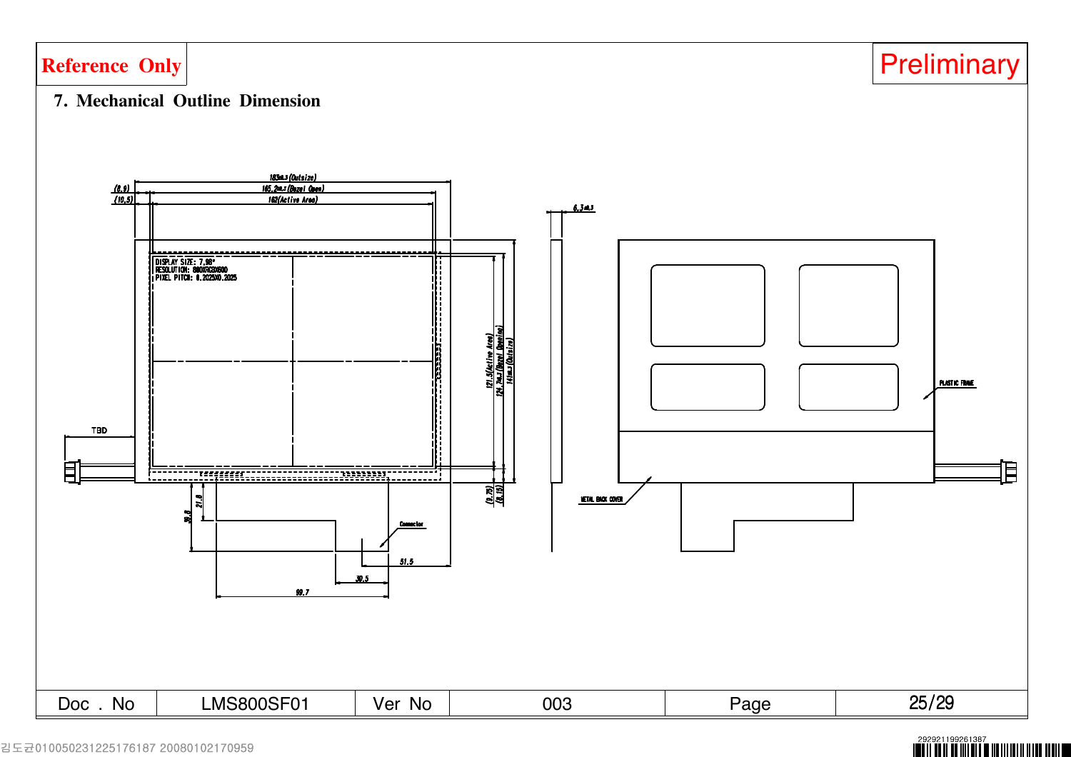Reference Only

Preliminary

## 7. Mechanical Outline Dimension

183±0.3 (Outsize)
165.2±0.3 (Bezel Open)
162 (Active Area)
(8.9)
(10.5)
6.3±0.3

DISPLAY SIZE: 7.98"
RESOLUTION: 800XRGBX600
PIXEL PITCH: 0.2025X0.2025

121.5 (Active Area)
124.7±0.3 (Bezel Opening)
141±0.3 (Outsize)
(9.75)
(8.15)

TBD
21.8
39.8
Connector
51.5
30.5
99.7

PLASTIC FRAME
METAL BACK COVER

| Doc . No | LMS800SF01 | Ver No | 003 | Page | 25/29 |
|---|---|---|---|---|---|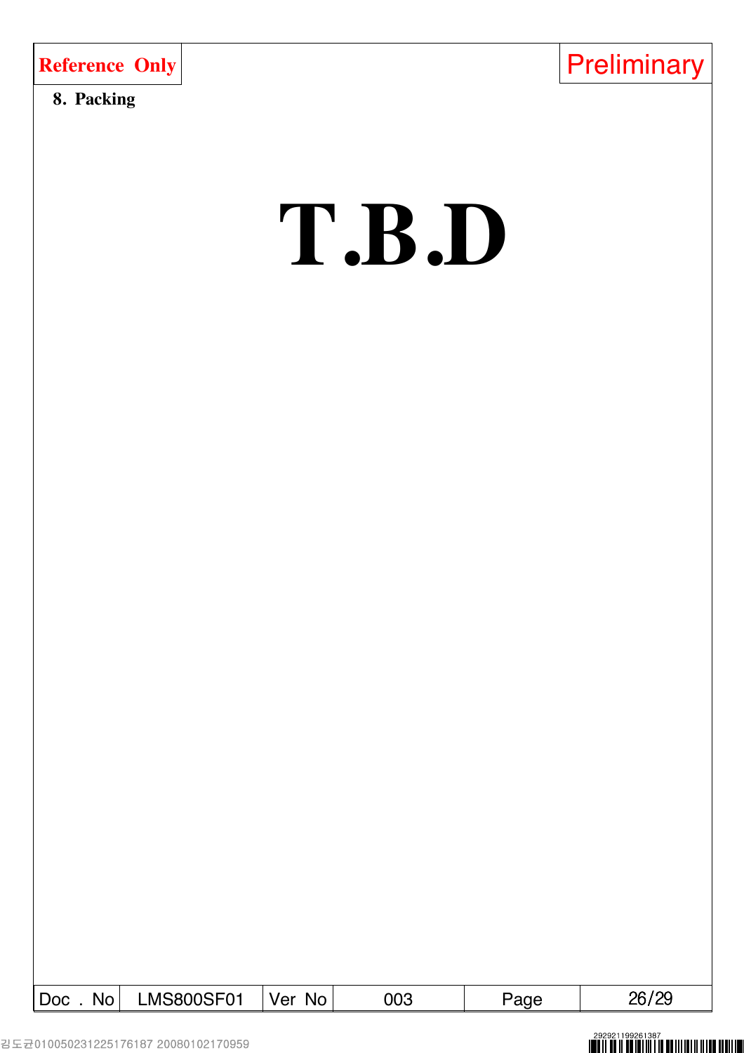## 8. Packing

# T.B.D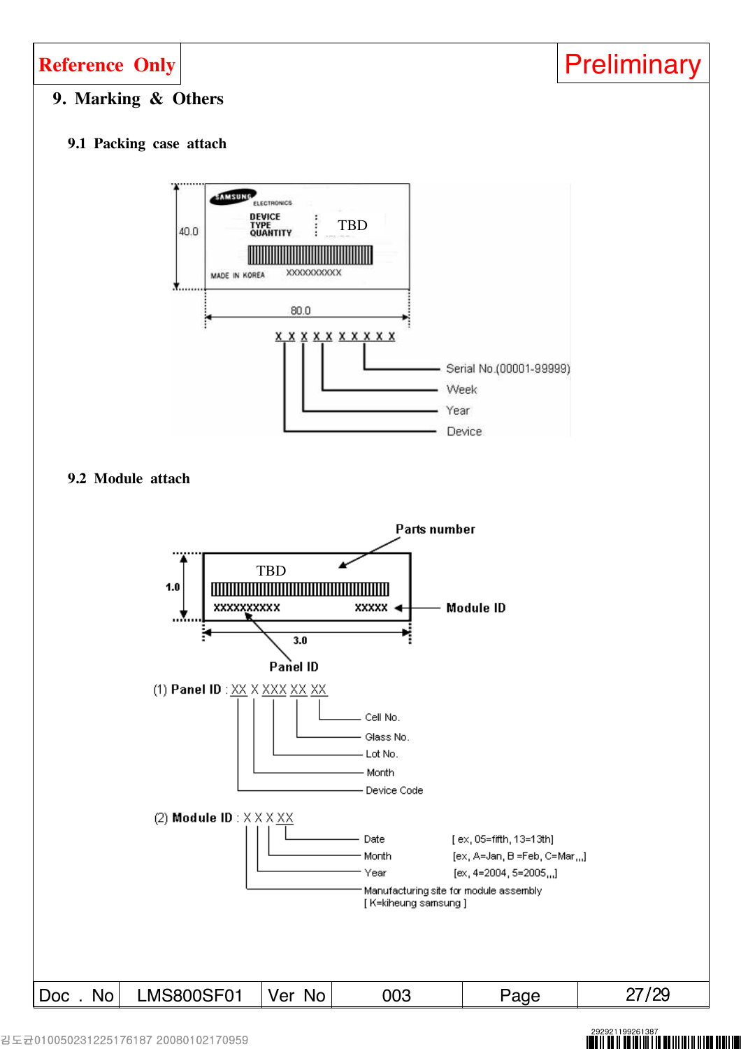# 9. Marking & Others

## 9.1 Packing case attach

SAMSUNG ELECTRONICS

DEVICE
TYPE : TBD
QUANTITY

MADE IN KOREA XXXXXXXXXX

40.0

80.0

X X X X X X X X X X

- Serial No.(00001-99999)
- Week
- Year
- Device

## 9.2 Module attach

Parts number

TBD

XXXXXXXXXX XXXXX

Module ID

1.0

3.0

Panel ID

(1) **Panel ID** : XX X XXX XX XX

- Cell No.
- Glass No.
- Lot No.
- Month
- Device Code

(2) **Module ID** : X X X XX

| Field | Example |
|---|---|
| Date | [ ex, 05=fifth, 13=13th] |
| Month | [ex, A=Jan, B =Feb, C=Mar,,,] |
| Year | [ex, 4=2004, 5=2005,,,] |
| Manufacturing site for module assembly [ K=kiheung samsung ] | |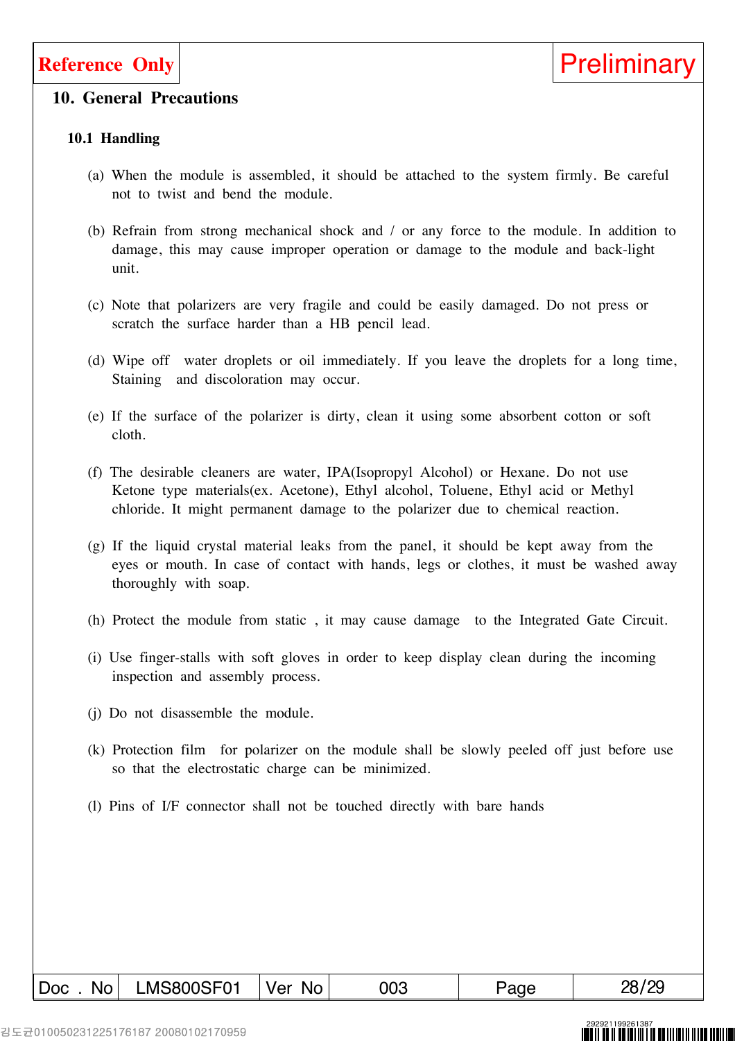# 10. General Precautions

## 10.1 Handling

(a) When the module is assembled, it should be attached to the system firmly. Be careful not to twist and bend the module.

(b) Refrain from strong mechanical shock and / or any force to the module. In addition to damage, this may cause improper operation or damage to the module and back-light unit.

(c) Note that polarizers are very fragile and could be easily damaged. Do not press or scratch the surface harder than a HB pencil lead.

(d) Wipe off water droplets or oil immediately. If you leave the droplets for a long time, Staining and discoloration may occur.

(e) If the surface of the polarizer is dirty, clean it using some absorbent cotton or soft cloth.

(f) The desirable cleaners are water, IPA(Isopropyl Alcohol) or Hexane. Do not use Ketone type materials(ex. Acetone), Ethyl alcohol, Toluene, Ethyl acid or Methyl chloride. It might permanent damage to the polarizer due to chemical reaction.

(g) If the liquid crystal material leaks from the panel, it should be kept away from the eyes or mouth. In case of contact with hands, legs or clothes, it must be washed away thoroughly with soap.

(h) Protect the module from static , it may cause damage to the Integrated Gate Circuit.

(i) Use finger-stalls with soft gloves in order to keep display clean during the incoming inspection and assembly process.

(j) Do not disassemble the module.

(k) Protection film for polarizer on the module shall be slowly peeled off just before use so that the electrostatic charge can be minimized.

(l) Pins of I/F connector shall not be touched directly with bare hands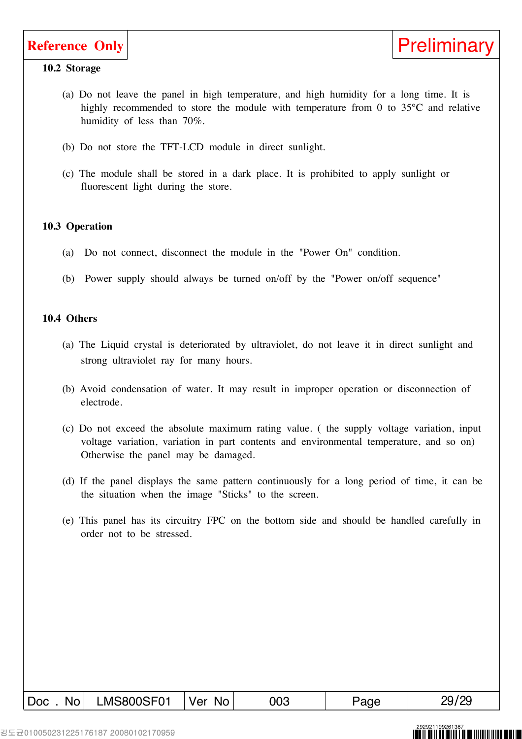### 10.2 Storage

(a) Do not leave the panel in high temperature, and high humidity for a long time. It is highly recommended to store the module with temperature from 0 to 35°C and relative humidity of less than 70%.

(b) Do not store the TFT-LCD module in direct sunlight.

(c) The module shall be stored in a dark place. It is prohibited to apply sunlight or fluorescent light during the store.

### 10.3 Operation

(a) Do not connect, disconnect the module in the "Power On" condition.

(b) Power supply should always be turned on/off by the "Power on/off sequence"

### 10.4 Others

(a) The Liquid crystal is deteriorated by ultraviolet, do not leave it in direct sunlight and strong ultraviolet ray for many hours.

(b) Avoid condensation of water. It may result in improper operation or disconnection of electrode.

(c) Do not exceed the absolute maximum rating value. ( the supply voltage variation, input voltage variation, variation in part contents and environmental temperature, and so on) Otherwise the panel may be damaged.

(d) If the panel displays the same pattern continuously for a long period of time, it can be the situation when the image "Sticks" to the screen.

(e) This panel has its circuitry FPC on the bottom side and should be handled carefully in order not to be stressed.